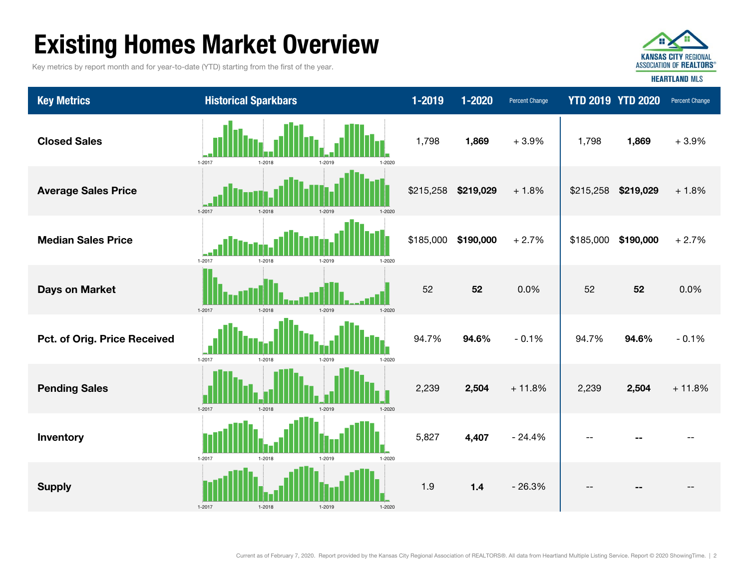# Existing Homes Market Overview

Key metrics by report month and for year-to-date (YTD) starting from the first of the year.

KANSAS CITY REGIONAL ASSOCIATION OF REALTORS®
HEARTLAND MLS

| Key Metrics | Historical Sparkbars | 1-2019 | 1-2020 | Percent Change | YTD 2019 | YTD 2020 | Percent Change |
|---|---|---|---|---|---|---|---|
| Closed Sales | 1-2017 1-2018 1-2019 1-2020 | 1,798 | **1,869** | + 3.9% | 1,798 | **1,869** | + 3.9% |
| Average Sales Price | 1-2017 1-2018 1-2019 1-2020 | $215,258 | **$219,029** | + 1.8% | $215,258 | **$219,029** | + 1.8% |
| Median Sales Price | 1-2017 1-2018 1-2019 1-2020 | $185,000 | **$190,000** | + 2.7% | $185,000 | **$190,000** | + 2.7% |
| Days on Market | 1-2017 1-2018 1-2019 1-2020 | 52 | **52** | 0.0% | 52 | **52** | 0.0% |
| Pct. of Orig. Price Received | 1-2017 1-2018 1-2019 1-2020 | 94.7% | **94.6%** | - 0.1% | 94.7% | **94.6%** | - 0.1% |
| Pending Sales | 1-2017 1-2018 1-2019 1-2020 | 2,239 | **2,504** | + 11.8% | 2,239 | **2,504** | + 11.8% |
| Inventory | 1-2017 1-2018 1-2019 1-2020 | 5,827 | **4,407** | - 24.4% | -- | **--** | -- |
| Supply | 1-2017 1-2018 1-2019 1-2020 | 1.9 | **1.4** | - 26.3% | -- | **--** | -- |

Current as of February 7, 2020. Report provided by the Kansas City Regional Association of REALTORS®. All data from Heartland Multiple Listing Service. Report © 2020 ShowingTime.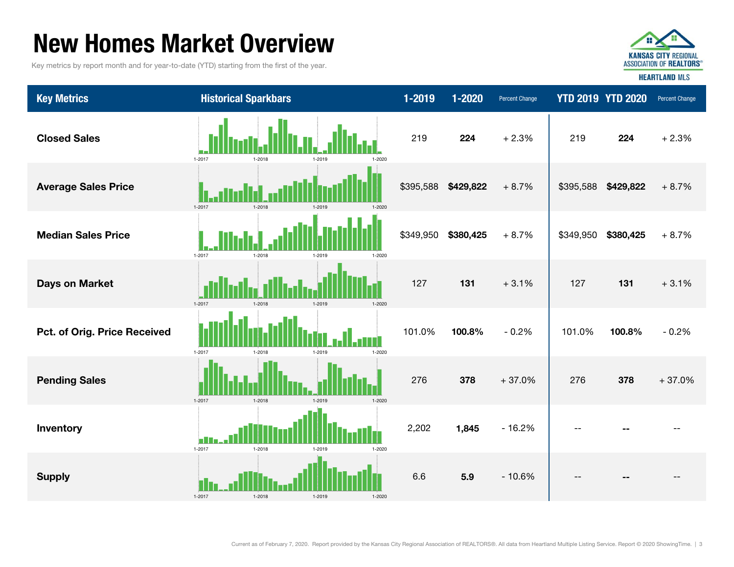# New Homes Market Overview

Key metrics by report month and for year-to-date (YTD) starting from the first of the year.

| Key Metrics | Historical Sparkbars | 1-2019 | 1-2020 | Percent Change | YTD 2019 | YTD 2020 | Percent Change |
|---|---|---|---|---|---|---|---|
| Closed Sales | 1-2017 1-2018 1-2019 1-2020 | 219 | **224** | + 2.3% | 219 | **224** | + 2.3% |
| Average Sales Price | 1-2017 1-2018 1-2019 1-2020 | $395,588 | **$429,822** | + 8.7% | $395,588 | **$429,822** | + 8.7% |
| Median Sales Price | 1-2017 1-2018 1-2019 1-2020 | $349,950 | **$380,425** | + 8.7% | $349,950 | **$380,425** | + 8.7% |
| Days on Market | 1-2017 1-2018 1-2019 1-2020 | 127 | **131** | + 3.1% | 127 | **131** | + 3.1% |
| Pct. of Orig. Price Received | 1-2017 1-2018 1-2019 1-2020 | 101.0% | **100.8%** | - 0.2% | 101.0% | **100.8%** | - 0.2% |
| Pending Sales | 1-2017 1-2018 1-2019 1-2020 | 276 | **378** | + 37.0% | 276 | **378** | + 37.0% |
| Inventory | 1-2017 1-2018 1-2019 1-2020 | 2,202 | **1,845** | - 16.2% | -- | **--** | -- |
| Supply | 1-2017 1-2018 1-2019 1-2020 | 6.6 | **5.9** | - 10.6% | -- | **--** | -- |

Current as of February 7, 2020. Report provided by the Kansas City Regional Association of REALTORS®. All data from Heartland Multiple Listing Service. Report © 2020 ShowingTime.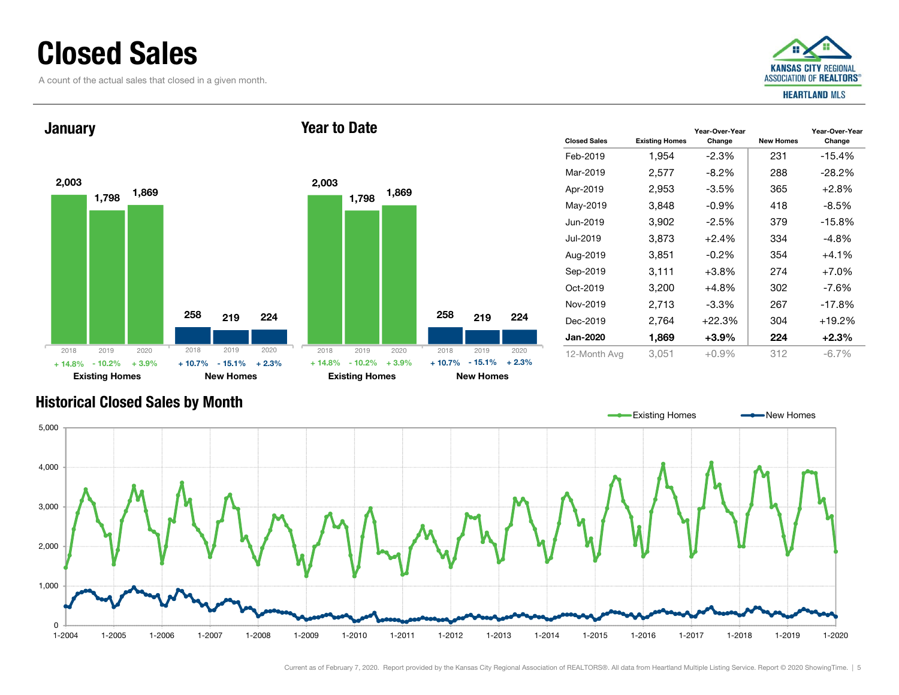# Closed Sales

A count of the actual sales that closed in a given month.

## January

| | 2018 | 2019 | 2020 |
|---|---|---|---|
| Existing Homes | 2,003 | 1,798 | 1,869 |
| | + 14.8% | - 10.2% | + 3.9% |
| New Homes | 258 | 219 | 224 |
| | + 10.7% | - 15.1% | + 2.3% |

## Year to Date

| | 2018 | 2019 | 2020 |
|---|---|---|---|
| Existing Homes | 2,003 | 1,798 | 1,869 |
| | + 14.8% | - 10.2% | + 3.9% |
| New Homes | 258 | 219 | 224 |
| | + 10.7% | - 15.1% | + 2.3% |

| Closed Sales | Existing Homes | Year-Over-Year Change | New Homes | Year-Over-Year Change |
|---|---|---|---|---|
| Feb-2019 | 1,954 | -2.3% | 231 | -15.4% |
| Mar-2019 | 2,577 | -8.2% | 288 | -28.2% |
| Apr-2019 | 2,953 | -3.5% | 365 | +2.8% |
| May-2019 | 3,848 | -0.9% | 418 | -8.5% |
| Jun-2019 | 3,902 | -2.5% | 379 | -15.8% |
| Jul-2019 | 3,873 | +2.4% | 334 | -4.8% |
| Aug-2019 | 3,851 | -0.2% | 354 | +4.1% |
| Sep-2019 | 3,111 | +3.8% | 274 | +7.0% |
| Oct-2019 | 3,200 | +4.8% | 302 | -7.6% |
| Nov-2019 | 2,713 | -3.3% | 267 | -17.8% |
| Dec-2019 | 2,764 | +22.3% | 304 | +19.2% |
| **Jan-2020** | **1,869** | **+3.9%** | **224** | **+2.3%** |
| 12-Month Avg | 3,051 | +0.9% | 312 | -6.7% |

## Historical Closed Sales by Month

Current as of February 7, 2020. Report provided by the Kansas City Regional Association of REALTORS®. All data from Heartland Multiple Listing Service. Report © 2020 ShowingTime.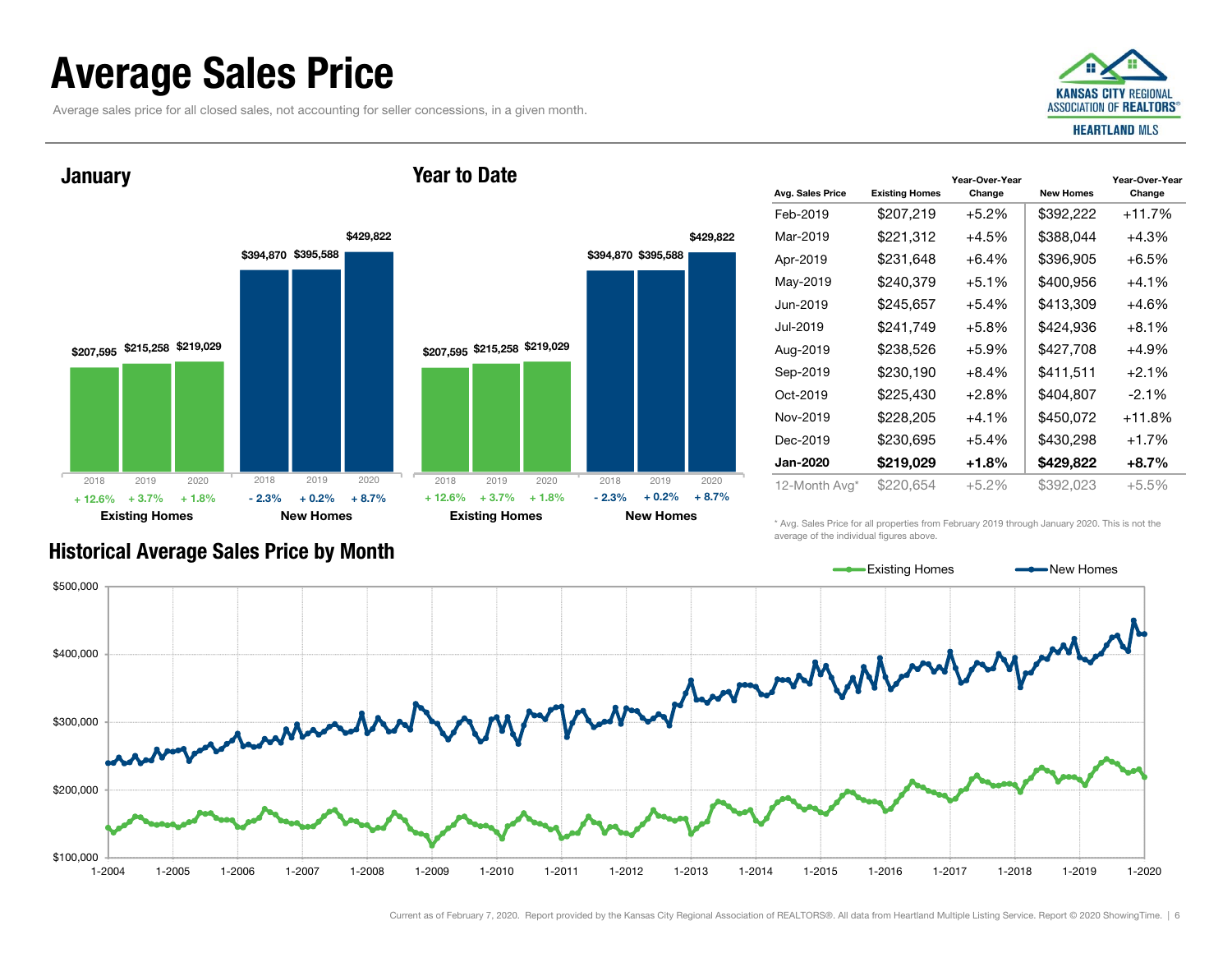# Average Sales Price

Average sales price for all closed sales, not accounting for seller concessions, in a given month.

## January

| | 2018 | 2019 | 2020 |
|---|---|---|---|
| Existing Homes | $207,595 | $215,258 | $219,029 |
| Change | + 12.6% | + 3.7% | + 1.8% |
| New Homes | $394,870 | $395,588 | $429,822 |
| Change | - 2.3% | + 0.2% | + 8.7% |

## Year to Date

| | 2018 | 2019 | 2020 |
|---|---|---|---|
| Existing Homes | $207,595 | $215,258 | $219,029 |
| Change | + 12.6% | + 3.7% | + 1.8% |
| New Homes | $394,870 | $395,588 | $429,822 |
| Change | - 2.3% | + 0.2% | + 8.7% |

| Avg. Sales Price | Existing Homes | Year-Over-Year Change | New Homes | Year-Over-Year Change |
|---|---|---|---|---|
| Feb-2019 | $207,219 | +5.2% | $392,222 | +11.7% |
| Mar-2019 | $221,312 | +4.5% | $388,044 | +4.3% |
| Apr-2019 | $231,648 | +6.4% | $396,905 | +6.5% |
| May-2019 | $240,379 | +5.1% | $400,956 | +4.1% |
| Jun-2019 | $245,657 | +5.4% | $413,309 | +4.6% |
| Jul-2019 | $241,749 | +5.8% | $424,936 | +8.1% |
| Aug-2019 | $238,526 | +5.9% | $427,708 | +4.9% |
| Sep-2019 | $230,190 | +8.4% | $411,511 | +2.1% |
| Oct-2019 | $225,430 | +2.8% | $404,807 | -2.1% |
| Nov-2019 | $228,205 | +4.1% | $450,072 | +11.8% |
| Dec-2019 | $230,695 | +5.4% | $430,298 | +1.7% |
| **Jan-2020** | **$219,029** | **+1.8%** | **$429,822** | **+8.7%** |
| 12-Month Avg* | $220,654 | +5.2% | $392,023 | +5.5% |

\* Avg. Sales Price for all properties from February 2019 through January 2020. This is not the average of the individual figures above.

## Historical Average Sales Price by Month

Existing Homes — New Homes

Current as of February 7, 2020. Report provided by the Kansas City Regional Association of REALTORS®. All data from Heartland Multiple Listing Service. Report © 2020 ShowingTime.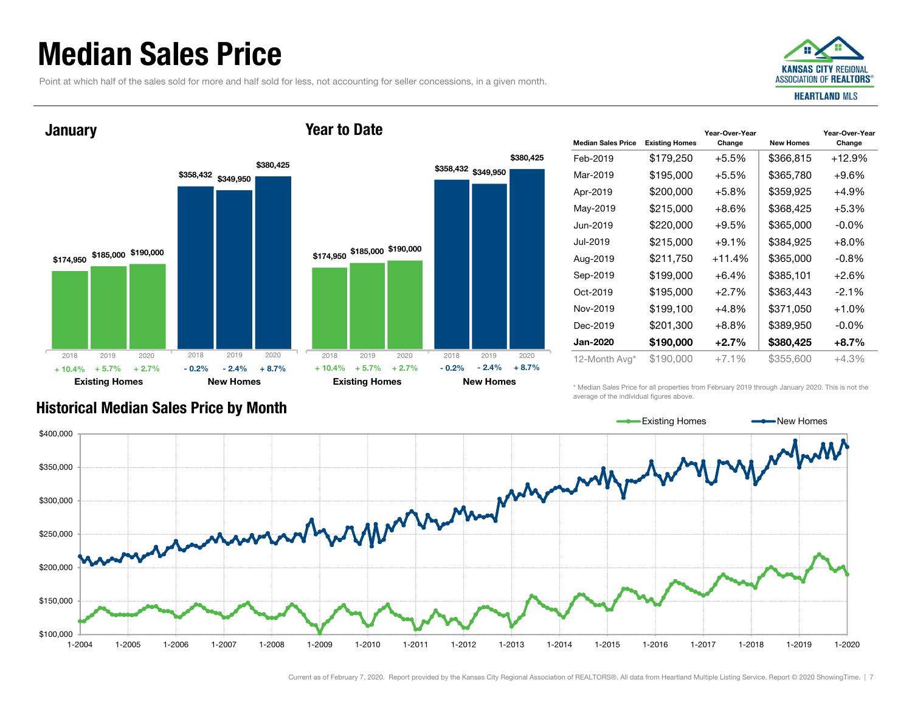# Median Sales Price

Point at which half of the sales sold for more and half sold for less, not accounting for seller concessions, in a given month.

## January

| | 2018 | 2019 | 2020 |
|---|---|---|---|
| Existing Homes | $174,950 | $185,000 | $190,000 |
| Change | + 10.4% | + 5.7% | + 2.7% |
| New Homes | $358,432 | $349,950 | $380,425 |
| Change | - 0.2% | - 2.4% | + 8.7% |

## Year to Date

| | 2018 | 2019 | 2020 |
|---|---|---|---|
| Existing Homes | $174,950 | $185,000 | $190,000 |
| Change | + 10.4% | + 5.7% | + 2.7% |
| New Homes | $358,432 | $349,950 | $380,425 |
| Change | - 0.2% | - 2.4% | + 8.7% |

| Median Sales Price | Existing Homes | Year-Over-Year Change | New Homes | Year-Over-Year Change |
|---|---|---|---|---|
| Feb-2019 | $179,250 | +5.5% | $366,815 | +12.9% |
| Mar-2019 | $195,000 | +5.5% | $365,780 | +9.6% |
| Apr-2019 | $200,000 | +5.8% | $359,925 | +4.9% |
| May-2019 | $215,000 | +8.6% | $368,425 | +5.3% |
| Jun-2019 | $220,000 | +9.5% | $365,000 | -0.0% |
| Jul-2019 | $215,000 | +9.1% | $384,925 | +8.0% |
| Aug-2019 | $211,750 | +11.4% | $365,000 | -0.8% |
| Sep-2019 | $199,000 | +6.4% | $385,101 | +2.6% |
| Oct-2019 | $195,000 | +2.7% | $363,443 | -2.1% |
| Nov-2019 | $199,100 | +4.8% | $371,050 | +1.0% |
| Dec-2019 | $201,300 | +8.8% | $389,950 | -0.0% |
| **Jan-2020** | **$190,000** | **+2.7%** | **$380,425** | **+8.7%** |
| 12-Month Avg* | $190,000 | +7.1% | $355,600 | +4.3% |

\* Median Sales Price for all properties from February 2019 through January 2020. This is not the average of the individual figures above.

## Historical Median Sales Price by Month

Existing Homes — New Homes

Current as of February 7, 2020. Report provided by the Kansas City Regional Association of REALTORS®. All data from Heartland Multiple Listing Service. Report © 2020 ShowingTime.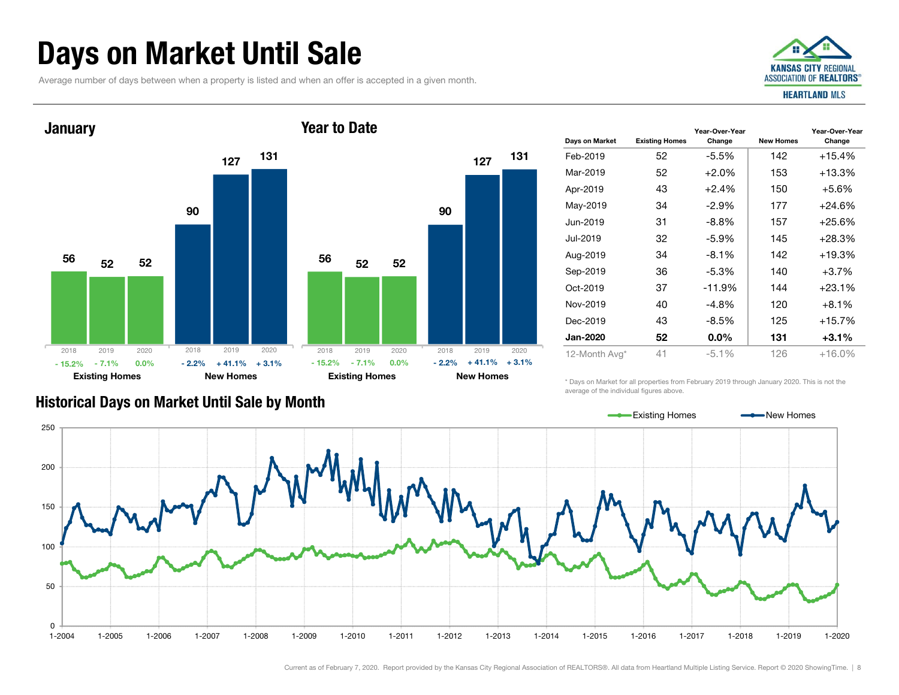# Days on Market Until Sale

Average number of days between when a property is listed and when an offer is accepted in a given month.

## January

| | 2018 | 2019 | 2020 |
|---|---|---|---|
| Existing Homes | 56 | 52 | 52 |
| Change | - 15.2% | - 7.1% | 0.0% |
| New Homes | 90 | 127 | 131 |
| Change | - 2.2% | + 41.1% | + 3.1% |

## Year to Date

| | 2018 | 2019 | 2020 |
|---|---|---|---|
| Existing Homes | 56 | 52 | 52 |
| Change | - 15.2% | - 7.1% | 0.0% |
| New Homes | 90 | 127 | 131 |
| Change | - 2.2% | + 41.1% | + 3.1% |

| Days on Market | Existing Homes | Year-Over-Year Change | New Homes | Year-Over-Year Change |
|---|---|---|---|---|
| Feb-2019 | 52 | -5.5% | 142 | +15.4% |
| Mar-2019 | 52 | +2.0% | 153 | +13.3% |
| Apr-2019 | 43 | +2.4% | 150 | +5.6% |
| May-2019 | 34 | -2.9% | 177 | +24.6% |
| Jun-2019 | 31 | -8.8% | 157 | +25.6% |
| Jul-2019 | 32 | -5.9% | 145 | +28.3% |
| Aug-2019 | 34 | -8.1% | 142 | +19.3% |
| Sep-2019 | 36 | -5.3% | 140 | +3.7% |
| Oct-2019 | 37 | -11.9% | 144 | +23.1% |
| Nov-2019 | 40 | -4.8% | 120 | +8.1% |
| Dec-2019 | 43 | -8.5% | 125 | +15.7% |
| **Jan-2020** | **52** | **0.0%** | **131** | **+3.1%** |
| 12-Month Avg* | 41 | -5.1% | 126 | +16.0% |

\* Days on Market for all properties from February 2019 through January 2020. This is not the average of the individual figures above.

## Historical Days on Market Until Sale by Month

Existing Homes — New Homes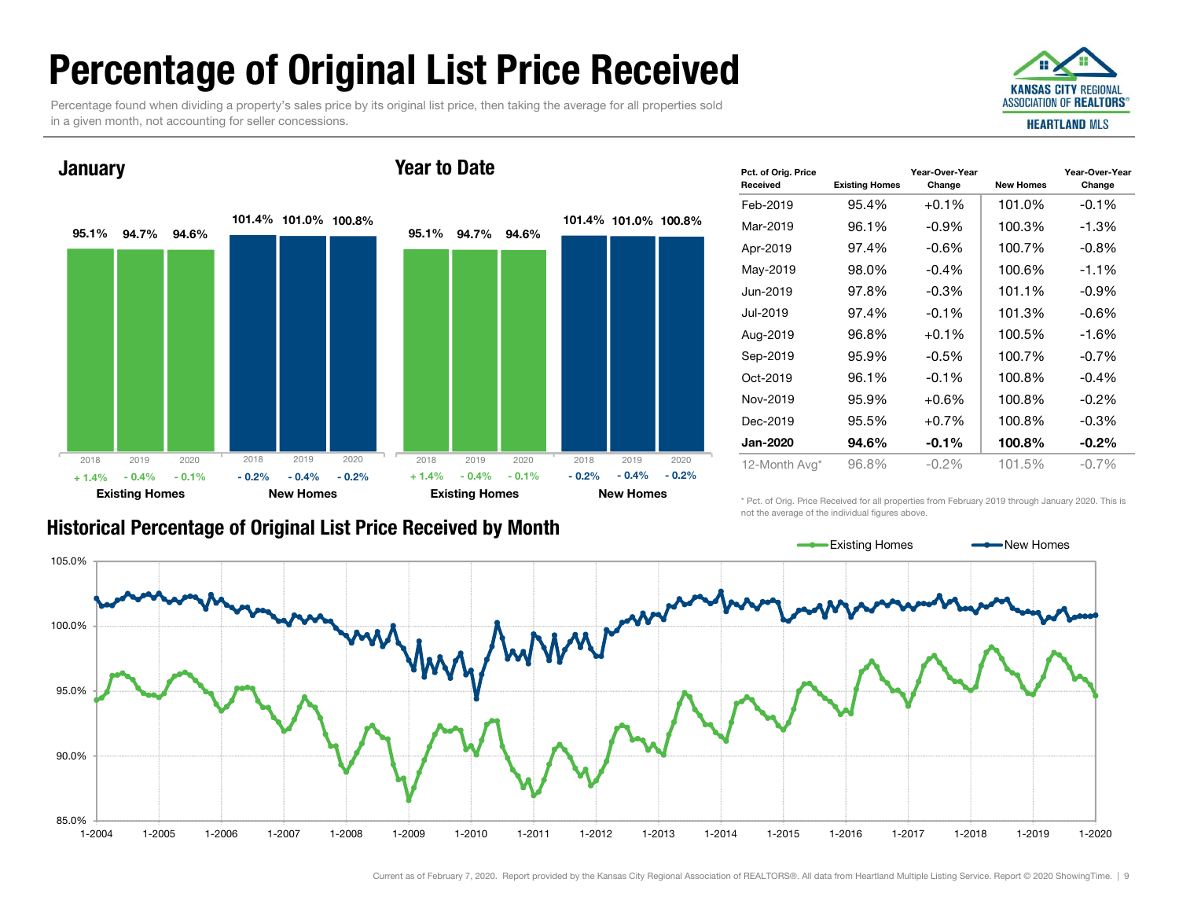# Percentage of Original List Price Received

Percentage found when dividing a property's sales price by its original list price, then taking the average for all properties sold in a given month, not accounting for seller concessions.

KANSAS CITY REGIONAL ASSOCIATION OF REALTORS® HEARTLAND MLS

## January

| | 2018 | 2019 | 2020 |
|---|---|---|---|
| Existing Homes | 95.1% | 94.7% | 94.6% |
| Change | + 1.4% | - 0.4% | - 0.1% |
| New Homes | 101.4% | 101.0% | 100.8% |
| Change | - 0.2% | - 0.4% | - 0.2% |

## Year to Date

| | 2018 | 2019 | 2020 |
|---|---|---|---|
| Existing Homes | 95.1% | 94.7% | 94.6% |
| Change | + 1.4% | - 0.4% | - 0.1% |
| New Homes | 101.4% | 101.0% | 100.8% |
| Change | - 0.2% | - 0.4% | - 0.2% |

| Pct. of Orig. Price Received | Existing Homes | Year-Over-Year Change | New Homes | Year-Over-Year Change |
|---|---|---|---|---|
| Feb-2019 | 95.4% | +0.1% | 101.0% | -0.1% |
| Mar-2019 | 96.1% | -0.9% | 100.3% | -1.3% |
| Apr-2019 | 97.4% | -0.6% | 100.7% | -0.8% |
| May-2019 | 98.0% | -0.4% | 100.6% | -1.1% |
| Jun-2019 | 97.8% | -0.3% | 101.1% | -0.9% |
| Jul-2019 | 97.4% | -0.1% | 101.3% | -0.6% |
| Aug-2019 | 96.8% | +0.1% | 100.5% | -1.6% |
| Sep-2019 | 95.9% | -0.5% | 100.7% | -0.7% |
| Oct-2019 | 96.1% | -0.1% | 100.8% | -0.4% |
| Nov-2019 | 95.9% | +0.6% | 100.8% | -0.2% |
| Dec-2019 | 95.5% | +0.7% | 100.8% | -0.3% |
| **Jan-2020** | **94.6%** | **-0.1%** | **100.8%** | **-0.2%** |
| 12-Month Avg* | 96.8% | -0.2% | 101.5% | -0.7% |

\* Pct. of Orig. Price Received for all properties from February 2019 through January 2020. This is not the average of the individual figures above.

## Historical Percentage of Original List Price Received by Month

Existing Homes — New Homes

Current as of February 7, 2020. Report provided by the Kansas City Regional Association of REALTORS®. All data from Heartland Multiple Listing Service. Report © 2020 ShowingTime.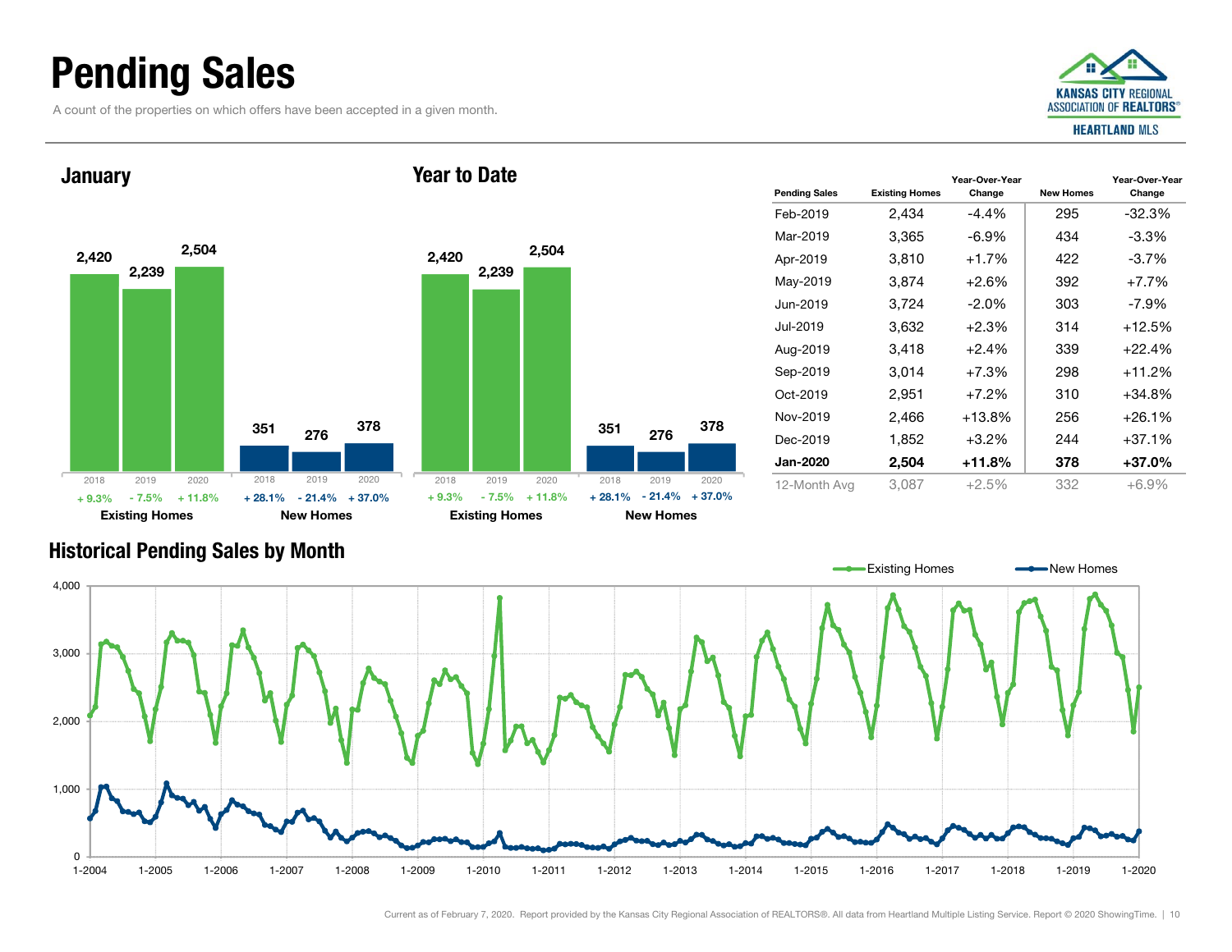# Pending Sales

A count of the properties on which offers have been accepted in a given month.

KANSAS CITY REGIONAL ASSOCIATION OF REALTORS® HEARTLAND MLS

## January

| | 2018 | 2019 | 2020 |
|---|---|---|---|
| Existing Homes | 2,420 | 2,239 | 2,504 |
| Change | + 9.3% | - 7.5% | + 11.8% |
| New Homes | 351 | 276 | 378 |
| Change | + 28.1% | - 21.4% | + 37.0% |

## Year to Date

| | 2018 | 2019 | 2020 |
|---|---|---|---|
| Existing Homes | 2,420 | 2,239 | 2,504 |
| Change | + 9.3% | - 7.5% | + 11.8% |
| New Homes | 351 | 276 | 378 |
| Change | + 28.1% | - 21.4% | + 37.0% |

| Pending Sales | Existing Homes | Year-Over-Year Change | New Homes | Year-Over-Year Change |
|---|---|---|---|---|
| Feb-2019 | 2,434 | -4.4% | 295 | -32.3% |
| Mar-2019 | 3,365 | -6.9% | 434 | -3.3% |
| Apr-2019 | 3,810 | +1.7% | 422 | -3.7% |
| May-2019 | 3,874 | +2.6% | 392 | +7.7% |
| Jun-2019 | 3,724 | -2.0% | 303 | -7.9% |
| Jul-2019 | 3,632 | +2.3% | 314 | +12.5% |
| Aug-2019 | 3,418 | +2.4% | 339 | +22.4% |
| Sep-2019 | 3,014 | +7.3% | 298 | +11.2% |
| Oct-2019 | 2,951 | +7.2% | 310 | +34.8% |
| Nov-2019 | 2,466 | +13.8% | 256 | +26.1% |
| Dec-2019 | 1,852 | +3.2% | 244 | +37.1% |
| **Jan-2020** | **2,504** | **+11.8%** | **378** | **+37.0%** |
| 12-Month Avg | 3,087 | +2.5% | 332 | +6.9% |

## Historical Pending Sales by Month

Existing Homes | New Homes

Current as of February 7, 2020. Report provided by the Kansas City Regional Association of REALTORS®. All data from Heartland Multiple Listing Service. Report © 2020 ShowingTime.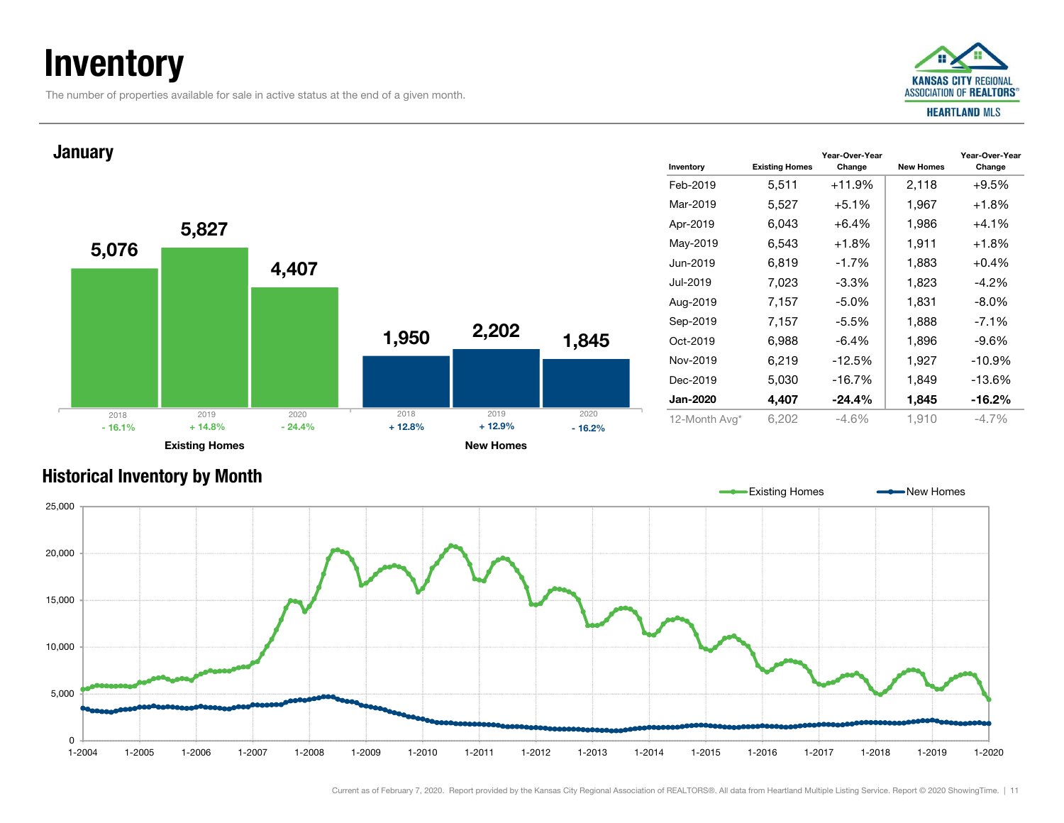# Inventory

The number of properties available for sale in active status at the end of a given month.

## January

| | 2018 | 2019 | 2020 |
|---|---|---|---|
| Existing Homes | 5,076 | 5,827 | 4,407 |
| | - 16.1% | + 14.8% | - 24.4% |
| New Homes | 1,950 | 2,202 | 1,845 |
| | + 12.8% | + 12.9% | - 16.2% |

| Inventory | Existing Homes | Year-Over-Year Change | New Homes | Year-Over-Year Change |
|---|---|---|---|---|
| Feb-2019 | 5,511 | +11.9% | 2,118 | +9.5% |
| Mar-2019 | 5,527 | +5.1% | 1,967 | +1.8% |
| Apr-2019 | 6,043 | +6.4% | 1,986 | +4.1% |
| May-2019 | 6,543 | +1.8% | 1,911 | +1.8% |
| Jun-2019 | 6,819 | -1.7% | 1,883 | +0.4% |
| Jul-2019 | 7,023 | -3.3% | 1,823 | -4.2% |
| Aug-2019 | 7,157 | -5.0% | 1,831 | -8.0% |
| Sep-2019 | 7,157 | -5.5% | 1,888 | -7.1% |
| Oct-2019 | 6,988 | -6.4% | 1,896 | -9.6% |
| Nov-2019 | 6,219 | -12.5% | 1,927 | -10.9% |
| Dec-2019 | 5,030 | -16.7% | 1,849 | -13.6% |
| **Jan-2020** | **4,407** | **-24.4%** | **1,845** | **-16.2%** |
| 12-Month Avg* | 6,202 | -4.6% | 1,910 | -4.7% |

## Historical Inventory by Month

Current as of February 7, 2020. Report provided by the Kansas City Regional Association of REALTORS®. All data from Heartland Multiple Listing Service. Report © 2020 ShowingTime.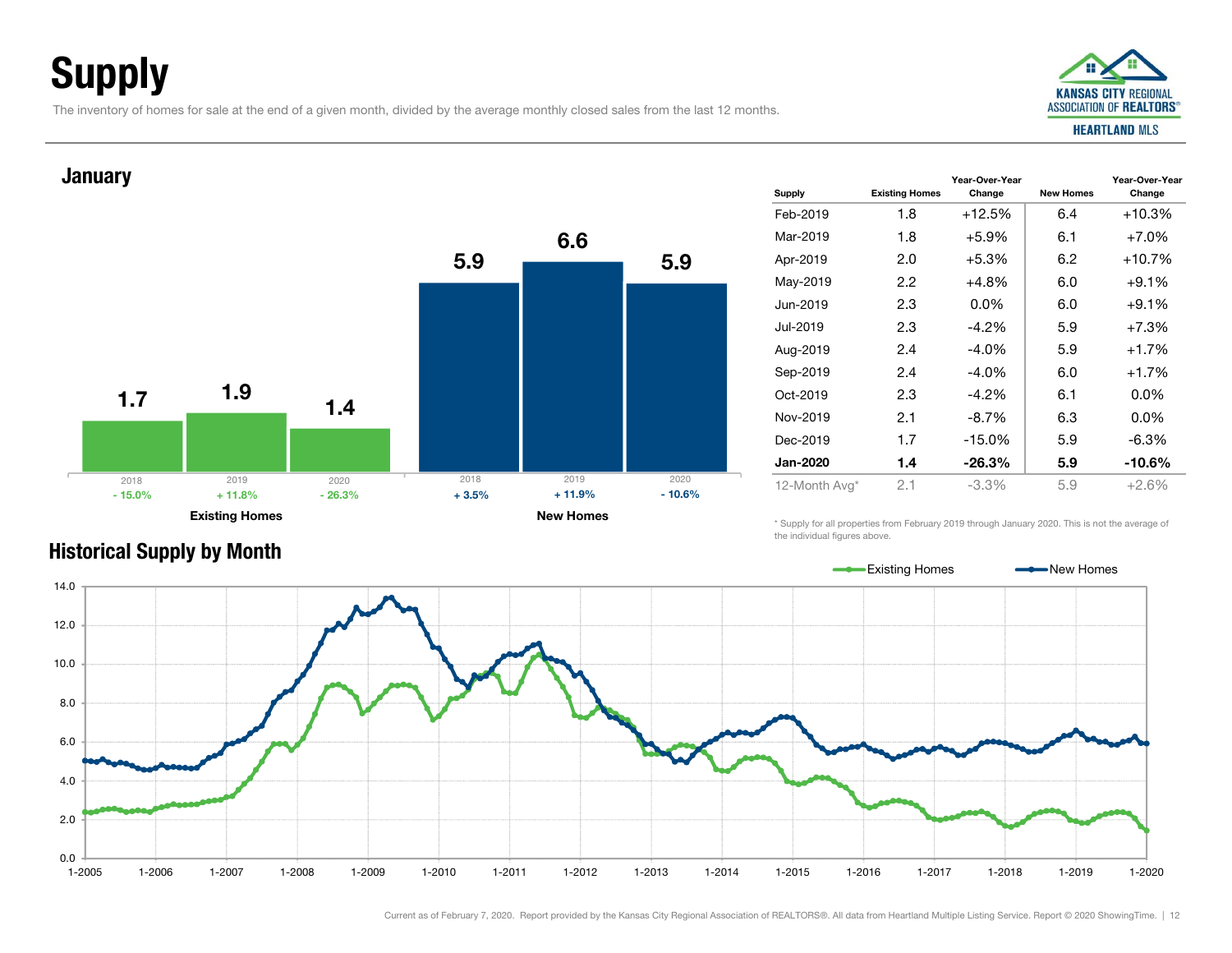# Supply

The inventory of homes for sale at the end of a given month, divided by the average monthly closed sales from the last 12 months.

## January

**Existing Homes**

| Year | Supply | Change |
|---|---|---|
| 2018 | 1.7 | - 15.0% |
| 2019 | 1.9 | + 11.8% |
| 2020 | 1.4 | - 26.3% |

**New Homes**

| Year | Supply | Change |
|---|---|---|
| 2018 | 5.9 | + 3.5% |
| 2019 | 6.6 | + 11.9% |
| 2020 | 5.9 | - 10.6% |

| Supply | Existing Homes | Year-Over-Year Change | New Homes | Year-Over-Year Change |
|---|---|---|---|---|
| Feb-2019 | 1.8 | +12.5% | 6.4 | +10.3% |
| Mar-2019 | 1.8 | +5.9% | 6.1 | +7.0% |
| Apr-2019 | 2.0 | +5.3% | 6.2 | +10.7% |
| May-2019 | 2.2 | +4.8% | 6.0 | +9.1% |
| Jun-2019 | 2.3 | 0.0% | 6.0 | +9.1% |
| Jul-2019 | 2.3 | -4.2% | 5.9 | +7.3% |
| Aug-2019 | 2.4 | -4.0% | 5.9 | +1.7% |
| Sep-2019 | 2.4 | -4.0% | 6.0 | +1.7% |
| Oct-2019 | 2.3 | -4.2% | 6.1 | 0.0% |
| Nov-2019 | 2.1 | -8.7% | 6.3 | 0.0% |
| Dec-2019 | 1.7 | -15.0% | 5.9 | -6.3% |
| **Jan-2020** | **1.4** | **-26.3%** | **5.9** | **-10.6%** |
| 12-Month Avg* | 2.1 | -3.3% | 5.9 | +2.6% |

\* Supply for all properties from February 2019 through January 2020. This is not the average of the individual figures above.

## Historical Supply by Month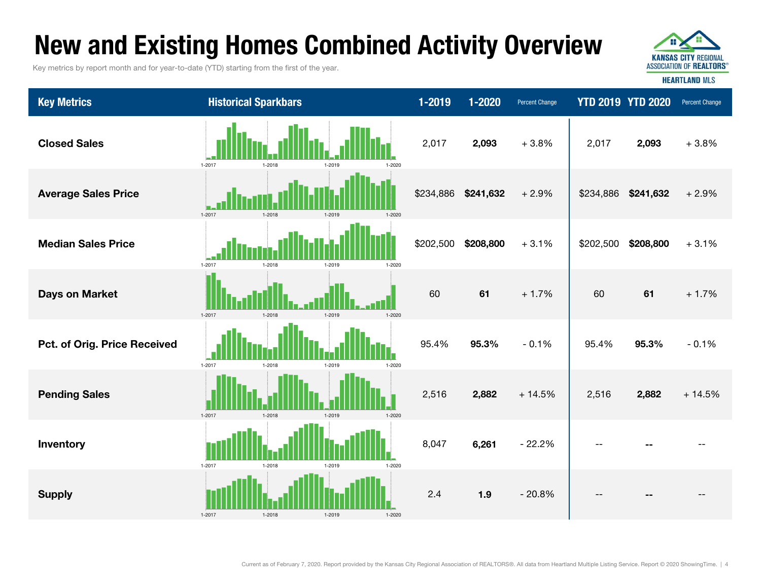# New and Existing Homes Combined Activity Overview

Key metrics by report month and for year-to-date (YTD) starting from the first of the year.

KANSAS CITY REGIONAL ASSOCIATION OF REALTORS®
HEARTLAND MLS

| Key Metrics | Historical Sparkbars | 1-2019 | 1-2020 | Percent Change | YTD 2019 | YTD 2020 | Percent Change |
|---|---|---|---|---|---|---|---|
| **Closed Sales** | 1-2017 1-2018 1-2019 1-2020 | 2,017 | **2,093** | + 3.8% | 2,017 | **2,093** | + 3.8% |
| **Average Sales Price** | 1-2017 1-2018 1-2019 1-2020 | $234,886 | **$241,632** | + 2.9% | $234,886 | **$241,632** | + 2.9% |
| **Median Sales Price** | 1-2017 1-2018 1-2019 1-2020 | $202,500 | **$208,800** | + 3.1% | $202,500 | **$208,800** | + 3.1% |
| **Days on Market** | 1-2017 1-2018 1-2019 1-2020 | 60 | **61** | + 1.7% | 60 | **61** | + 1.7% |
| **Pct. of Orig. Price Received** | 1-2017 1-2018 1-2019 1-2020 | 95.4% | **95.3%** | - 0.1% | 95.4% | **95.3%** | - 0.1% |
| **Pending Sales** | 1-2017 1-2018 1-2019 1-2020 | 2,516 | **2,882** | + 14.5% | 2,516 | **2,882** | + 14.5% |
| **Inventory** | 1-2017 1-2018 1-2019 1-2020 | 8,047 | **6,261** | - 22.2% | -- | **--** | -- |
| **Supply** | 1-2017 1-2018 1-2019 1-2020 | 2.4 | **1.9** | - 20.8% | -- | **--** | -- |

Current as of February 7, 2020. Report provided by the Kansas City Regional Association of REALTORS®. All data from Heartland Multiple Listing Service. Report © 2020 ShowingTime.